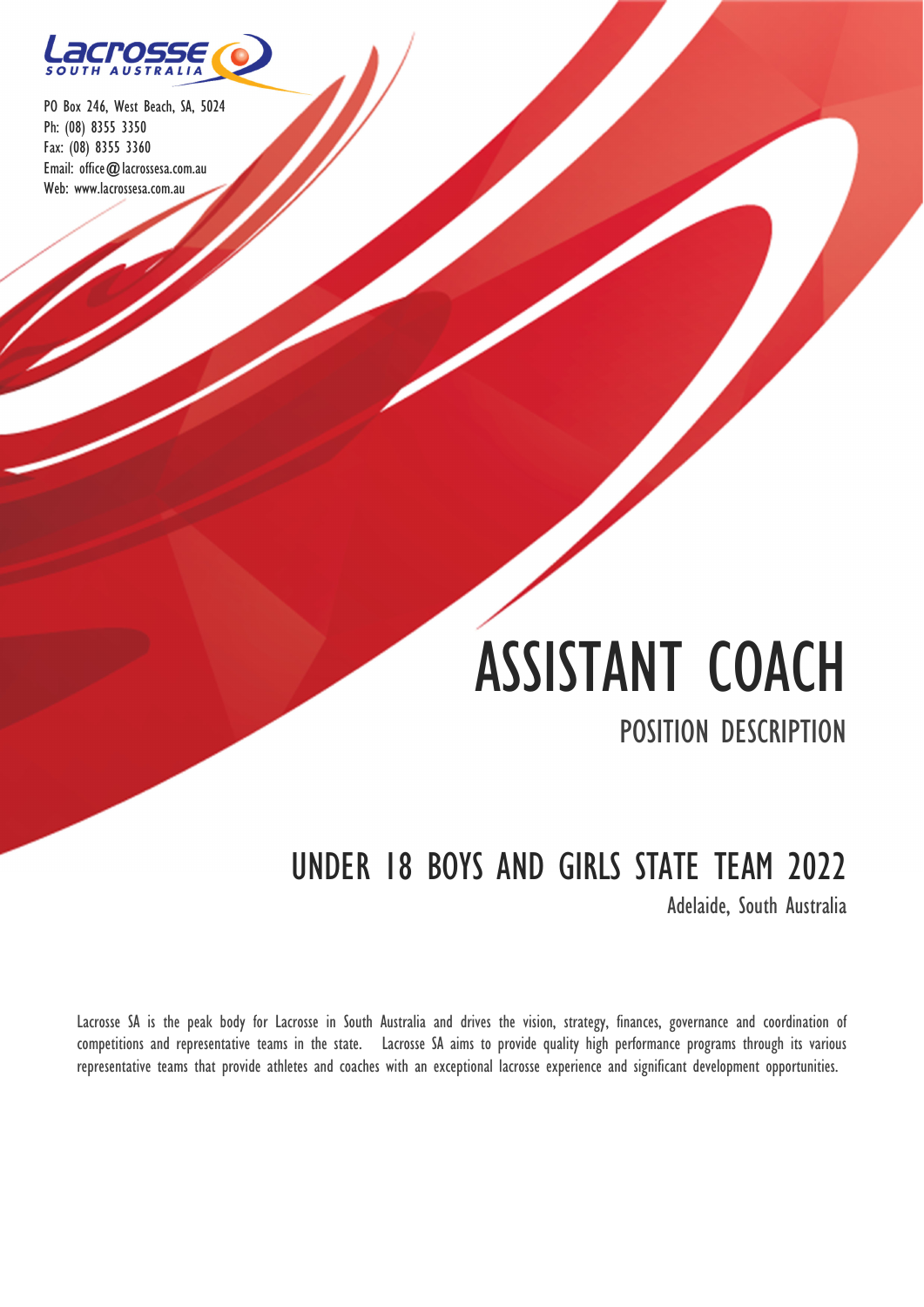Lacrosse SOUTH AUSTRALIA

PO Box 246, West Beach, SA, 5024
Ph: (08) 8355 3350
Fax: (08) 8355 3360
Email: office@lacrossesa.com.au
Web: www.lacrossesa.com.au

# ASSISTANT COACH

## POSITION DESCRIPTION

## UNDER 18 BOYS AND GIRLS STATE TEAM 2022

Adelaide, South Australia

Lacrosse SA is the peak body for Lacrosse in South Australia and drives the vision, strategy, finances, governance and coordination of competitions and representative teams in the state. Lacrosse SA aims to provide quality high performance programs through its various representative teams that provide athletes and coaches with an exceptional lacrosse experience and significant development opportunities.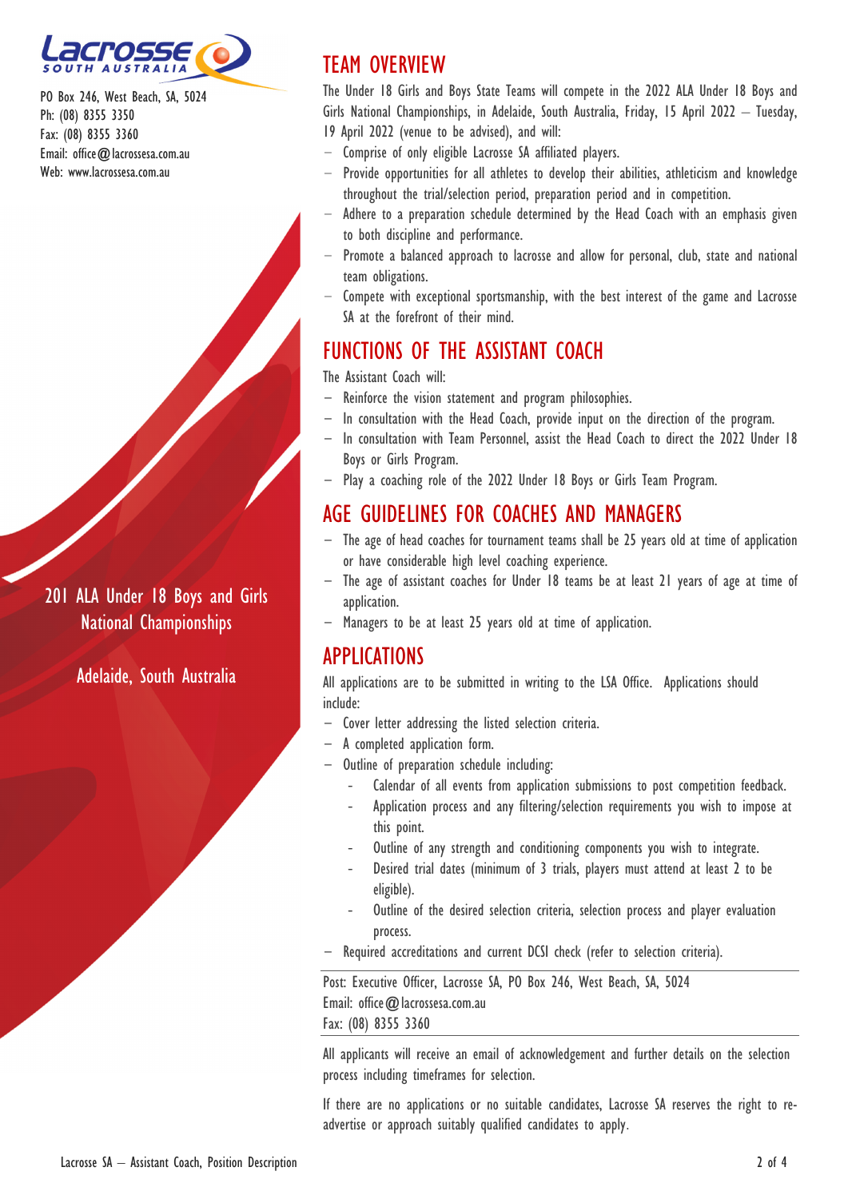PO Box 246, West Beach, SA, 5024
Ph: (08) 8355 3350
Fax: (08) 8355 3360
Email: office@lacrossesa.com.au
Web: www.lacrossesa.com.au

201 ALA Under 18 Boys and Girls National Championships

Adelaide, South Australia

## TEAM OVERVIEW

The Under 18 Girls and Boys State Teams will compete in the 2022 ALA Under 18 Boys and Girls National Championships, in Adelaide, South Australia, Friday, 15 April 2022 – Tuesday, 19 April 2022 (venue to be advised), and will:

- Comprise of only eligible Lacrosse SA affiliated players.
- Provide opportunities for all athletes to develop their abilities, athleticism and knowledge throughout the trial/selection period, preparation period and in competition.
- Adhere to a preparation schedule determined by the Head Coach with an emphasis given to both discipline and performance.
- Promote a balanced approach to lacrosse and allow for personal, club, state and national team obligations.
- Compete with exceptional sportsmanship, with the best interest of the game and Lacrosse SA at the forefront of their mind.

## FUNCTIONS OF THE ASSISTANT COACH

The Assistant Coach will:

- Reinforce the vision statement and program philosophies.
- In consultation with the Head Coach, provide input on the direction of the program.
- In consultation with Team Personnel, assist the Head Coach to direct the 2022 Under 18 Boys or Girls Program.
- Play a coaching role of the 2022 Under 18 Boys or Girls Team Program.

## AGE GUIDELINES FOR COACHES AND MANAGERS

- The age of head coaches for tournament teams shall be 25 years old at time of application or have considerable high level coaching experience.
- The age of assistant coaches for Under 18 teams be at least 21 years of age at time of application.
- Managers to be at least 25 years old at time of application.

## APPLICATIONS

All applications are to be submitted in writing to the LSA Office. Applications should include:

- Cover letter addressing the listed selection criteria.
- A completed application form.
- Outline of preparation schedule including:
  - Calendar of all events from application submissions to post competition feedback.
  - Application process and any filtering/selection requirements you wish to impose at this point.
  - Outline of any strength and conditioning components you wish to integrate.
  - Desired trial dates (minimum of 3 trials, players must attend at least 2 to be eligible).
  - Outline of the desired selection criteria, selection process and player evaluation process.
- Required accreditations and current DCSI check (refer to selection criteria).

Post: Executive Officer, Lacrosse SA, PO Box 246, West Beach, SA, 5024
Email: office@lacrossesa.com.au
Fax: (08) 8355 3360

All applicants will receive an email of acknowledgement and further details on the selection process including timeframes for selection.

If there are no applications or no suitable candidates, Lacrosse SA reserves the right to re-advertise or approach suitably qualified candidates to apply.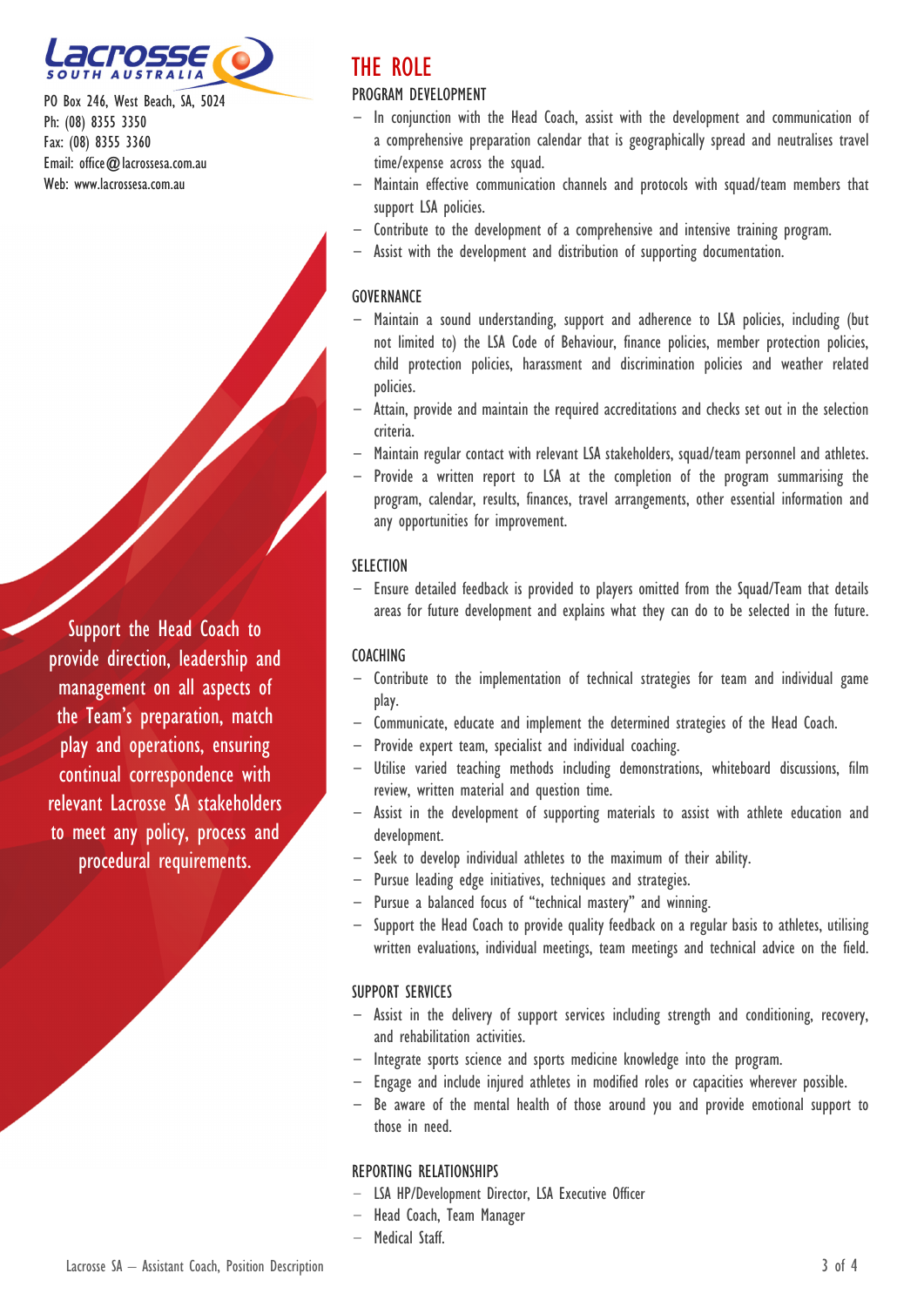PO Box 246, West Beach, SA, 5024
Ph: (08) 8355 3350
Fax: (08) 8355 3360
Email: office@lacrossesa.com.au
Web: www.lacrossesa.com.au

Support the Head Coach to provide direction, leadership and management on all aspects of the Team's preparation, match play and operations, ensuring continual correspondence with relevant Lacrosse SA stakeholders to meet any policy, process and procedural requirements.

# THE ROLE

## PROGRAM DEVELOPMENT

- In conjunction with the Head Coach, assist with the development and communication of a comprehensive preparation calendar that is geographically spread and neutralises travel time/expense across the squad.
- Maintain effective communication channels and protocols with squad/team members that support LSA policies.
- Contribute to the development of a comprehensive and intensive training program.
- Assist with the development and distribution of supporting documentation.

## GOVERNANCE

- Maintain a sound understanding, support and adherence to LSA policies, including (but not limited to) the LSA Code of Behaviour, finance policies, member protection policies, child protection policies, harassment and discrimination policies and weather related policies.
- Attain, provide and maintain the required accreditations and checks set out in the selection criteria.
- Maintain regular contact with relevant LSA stakeholders, squad/team personnel and athletes.
- Provide a written report to LSA at the completion of the program summarising the program, calendar, results, finances, travel arrangements, other essential information and any opportunities for improvement.

## SELECTION

- Ensure detailed feedback is provided to players omitted from the Squad/Team that details areas for future development and explains what they can do to be selected in the future.

## COACHING

- Contribute to the implementation of technical strategies for team and individual game play.
- Communicate, educate and implement the determined strategies of the Head Coach.
- Provide expert team, specialist and individual coaching.
- Utilise varied teaching methods including demonstrations, whiteboard discussions, film review, written material and question time.
- Assist in the development of supporting materials to assist with athlete education and development.
- Seek to develop individual athletes to the maximum of their ability.
- Pursue leading edge initiatives, techniques and strategies.
- Pursue a balanced focus of "technical mastery" and winning.
- Support the Head Coach to provide quality feedback on a regular basis to athletes, utilising written evaluations, individual meetings, team meetings and technical advice on the field.

## SUPPORT SERVICES

- Assist in the delivery of support services including strength and conditioning, recovery, and rehabilitation activities.
- Integrate sports science and sports medicine knowledge into the program.
- Engage and include injured athletes in modified roles or capacities wherever possible.
- Be aware of the mental health of those around you and provide emotional support to those in need.

## REPORTING RELATIONSHIPS

- LSA HP/Development Director, LSA Executive Officer
- Head Coach, Team Manager
- Medical Staff.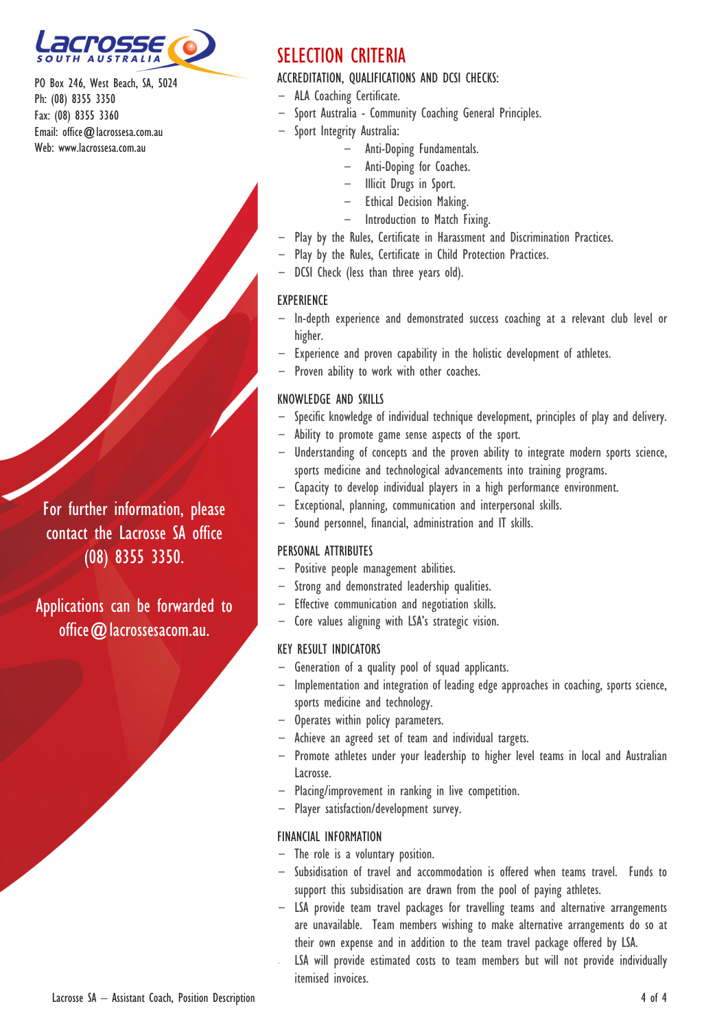PO Box 246, West Beach, SA, 5024
Ph: (08) 8355 3350
Fax: (08) 8355 3360
Email: office@lacrossesa.com.au
Web: www.lacrossesa.com.au

For further information, please contact the Lacrosse SA office (08) 8355 3350.

Applications can be forwarded to office@lacrossesacom.au.

# SELECTION CRITERIA

## ACCREDITATION, QUALIFICATIONS AND DCSI CHECKS:

- ALA Coaching Certificate.
- Sport Australia - Community Coaching General Principles.
- Sport Integrity Australia:
  - Anti-Doping Fundamentals.
  - Anti-Doping for Coaches.
  - Illicit Drugs in Sport.
  - Ethical Decision Making.
  - Introduction to Match Fixing.
- Play by the Rules, Certificate in Harassment and Discrimination Practices.
- Play by the Rules, Certificate in Child Protection Practices.
- DCSI Check (less than three years old).

## EXPERIENCE

- In-depth experience and demonstrated success coaching at a relevant club level or higher.
- Experience and proven capability in the holistic development of athletes.
- Proven ability to work with other coaches.

## KNOWLEDGE AND SKILLS

- Specific knowledge of individual technique development, principles of play and delivery.
- Ability to promote game sense aspects of the sport.
- Understanding of concepts and the proven ability to integrate modern sports science, sports medicine and technological advancements into training programs.
- Capacity to develop individual players in a high performance environment.
- Exceptional, planning, communication and interpersonal skills.
- Sound personnel, financial, administration and IT skills.

## PERSONAL ATTRIBUTES

- Positive people management abilities.
- Strong and demonstrated leadership qualities.
- Effective communication and negotiation skills.
- Core values aligning with LSA's strategic vision.

## KEY RESULT INDICATORS

- Generation of a quality pool of squad applicants.
- Implementation and integration of leading edge approaches in coaching, sports science, sports medicine and technology.
- Operates within policy parameters.
- Achieve an agreed set of team and individual targets.
- Promote athletes under your leadership to higher level teams in local and Australian Lacrosse.
- Placing/improvement in ranking in live competition.
- Player satisfaction/development survey.

## FINANCIAL INFORMATION

- The role is a voluntary position.
- Subsidisation of travel and accommodation is offered when teams travel. Funds to support this subsidisation are drawn from the pool of paying athletes.
- LSA provide team travel packages for travelling teams and alternative arrangements are unavailable. Team members wishing to make alternative arrangements do so at their own expense and in addition to the team travel package offered by LSA.
- LSA will provide estimated costs to team members but will not provide individually itemised invoices.